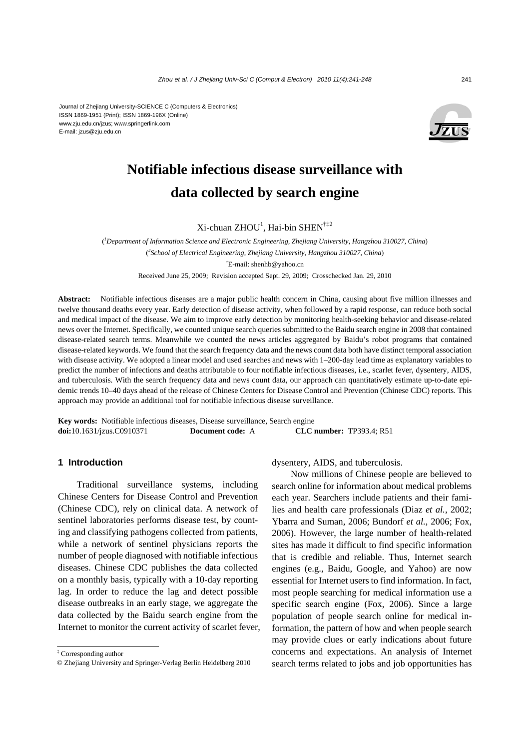Journal of Zhejiang University-SCIENCE C (Computers & Electronics)
ISSN 1869-1951 (Print); ISSN 1869-196X (Online)
www.zju.edu.cn/jzus; www.springerlink.com
E-mail: jzus@zju.edu.cn

# Notifiable infectious disease surveillance with data collected by search engine

Xi-chuan ZHOU[1], Hai-bin SHEN[†‡2]

([1]*Department of Information Science and Electronic Engineering, Zhejiang University, Hangzhou 310027, China*)

([2]*School of Electrical Engineering, Zhejiang University, Hangzhou 310027, China*)

[†]E-mail: shenhb@yahoo.cn

Received June 25, 2009; Revision accepted Sept. 29, 2009; Crosschecked Jan. 29, 2010

**Abstract:** Notifiable infectious diseases are a major public health concern in China, causing about five million illnesses and twelve thousand deaths every year. Early detection of disease activity, when followed by a rapid response, can reduce both social and medical impact of the disease. We aim to improve early detection by monitoring health-seeking behavior and disease-related news over the Internet. Specifically, we counted unique search queries submitted to the Baidu search engine in 2008 that contained disease-related search terms. Meanwhile we counted the news articles aggregated by Baidu's robot programs that contained disease-related keywords. We found that the search frequency data and the news count data both have distinct temporal association with disease activity. We adopted a linear model and used searches and news with 1–200-day lead time as explanatory variables to predict the number of infections and deaths attributable to four notifiable infectious diseases, i.e., scarlet fever, dysentery, AIDS, and tuberculosis. With the search frequency data and news count data, our approach can quantitatively estimate up-to-date epidemic trends 10–40 days ahead of the release of Chinese Centers for Disease Control and Prevention (Chinese CDC) reports. This approach may provide an additional tool for notifiable infectious disease surveillance.

**Key words:** Notifiable infectious diseases, Disease surveillance, Search engine
**doi:**10.1631/jzus.C0910371 **Document code:** A **CLC number:** TP393.4; R51

## 1 Introduction

Traditional surveillance systems, including Chinese Centers for Disease Control and Prevention (Chinese CDC), rely on clinical data. A network of sentinel laboratories performs disease test, by counting and classifying pathogens collected from patients, while a network of sentinel physicians reports the number of people diagnosed with notifiable infectious diseases. Chinese CDC publishes the data collected on a monthly basis, typically with a 10-day reporting lag. In order to reduce the lag and detect possible disease outbreaks in an early stage, we aggregate the data collected by the Baidu search engine from the Internet to monitor the current activity of scarlet fever, dysentery, AIDS, and tuberculosis.

Now millions of Chinese people are believed to search online for information about medical problems each year. Searchers include patients and their families and health care professionals (Diaz *et al.*, 2002; Ybarra and Suman, 2006; Bundorf *et al.*, 2006; Fox, 2006). However, the large number of health-related sites has made it difficult to find specific information that is credible and reliable. Thus, Internet search engines (e.g., Baidu, Google, and Yahoo) are now essential for Internet users to find information. In fact, most people searching for medical information use a specific search engine (Fox, 2006). Since a large population of people search online for medical information, the pattern of how and when people search may provide clues or early indications about future concerns and expectations. An analysis of Internet search terms related to jobs and job opportunities has

[‡] Corresponding author

© Zhejiang University and Springer-Verlag Berlin Heidelberg 2010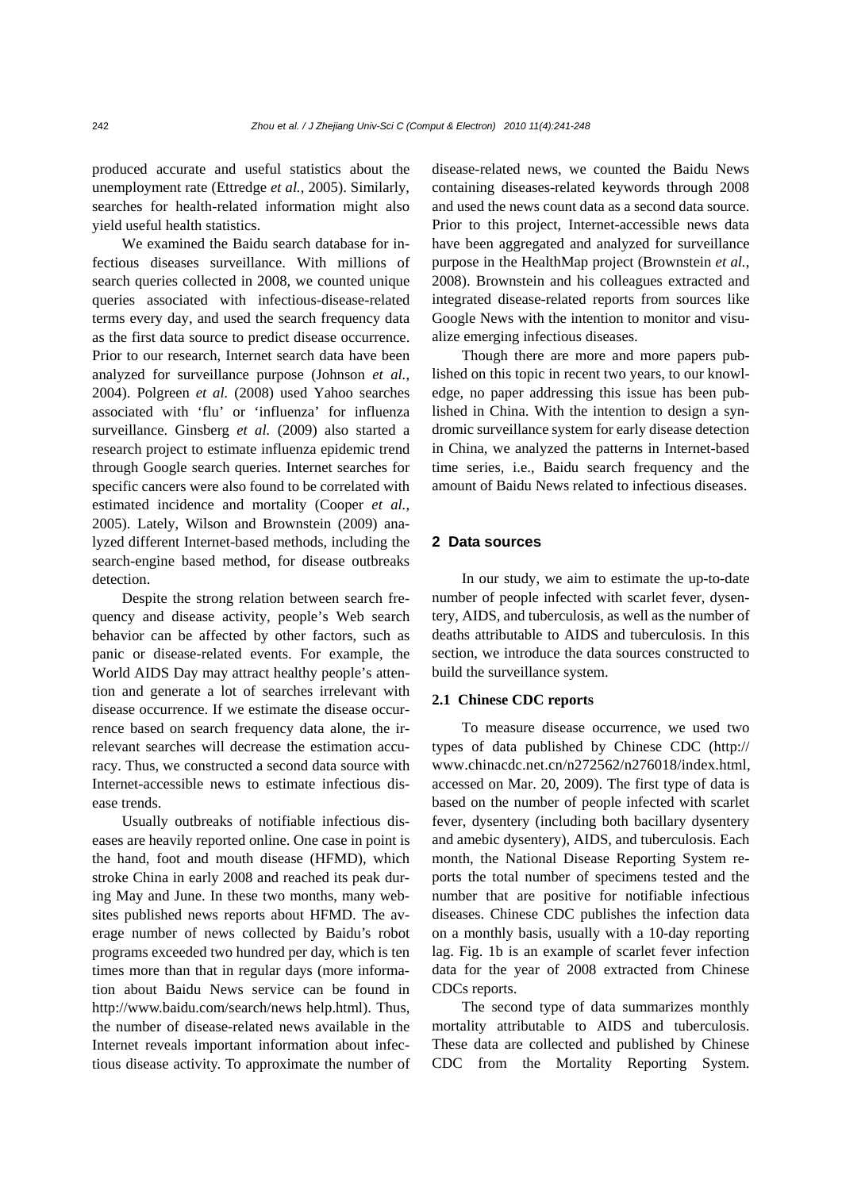produced accurate and useful statistics about the unemployment rate (Ettredge *et al.*, 2005). Similarly, searches for health-related information might also yield useful health statistics.

We examined the Baidu search database for infectious diseases surveillance. With millions of search queries collected in 2008, we counted unique queries associated with infectious-disease-related terms every day, and used the search frequency data as the first data source to predict disease occurrence. Prior to our research, Internet search data have been analyzed for surveillance purpose (Johnson *et al.*, 2004). Polgreen *et al.* (2008) used Yahoo searches associated with 'flu' or 'influenza' for influenza surveillance. Ginsberg *et al.* (2009) also started a research project to estimate influenza epidemic trend through Google search queries. Internet searches for specific cancers were also found to be correlated with estimated incidence and mortality (Cooper *et al.*, 2005). Lately, Wilson and Brownstein (2009) analyzed different Internet-based methods, including the search-engine based method, for disease outbreaks detection.

Despite the strong relation between search frequency and disease activity, people's Web search behavior can be affected by other factors, such as panic or disease-related events. For example, the World AIDS Day may attract healthy people's attention and generate a lot of searches irrelevant with disease occurrence. If we estimate the disease occurrence based on search frequency data alone, the irrelevant searches will decrease the estimation accuracy. Thus, we constructed a second data source with Internet-accessible news to estimate infectious disease trends.

Usually outbreaks of notifiable infectious diseases are heavily reported online. One case in point is the hand, foot and mouth disease (HFMD), which stroke China in early 2008 and reached its peak during May and June. In these two months, many websites published news reports about HFMD. The average number of news collected by Baidu's robot programs exceeded two hundred per day, which is ten times more than that in regular days (more information about Baidu News service can be found in http://www.baidu.com/search/news help.html). Thus, the number of disease-related news available in the Internet reveals important information about infectious disease activity. To approximate the number of disease-related news, we counted the Baidu News containing diseases-related keywords through 2008 and used the news count data as a second data source. Prior to this project, Internet-accessible news data have been aggregated and analyzed for surveillance purpose in the HealthMap project (Brownstein *et al.*, 2008). Brownstein and his colleagues extracted and integrated disease-related reports from sources like Google News with the intention to monitor and visualize emerging infectious diseases.

Though there are more and more papers published on this topic in recent two years, to our knowledge, no paper addressing this issue has been published in China. With the intention to design a syndromic surveillance system for early disease detection in China, we analyzed the patterns in Internet-based time series, i.e., Baidu search frequency and the amount of Baidu News related to infectious diseases.

## 2 Data sources

In our study, we aim to estimate the up-to-date number of people infected with scarlet fever, dysentery, AIDS, and tuberculosis, as well as the number of deaths attributable to AIDS and tuberculosis. In this section, we introduce the data sources constructed to build the surveillance system.

### 2.1 Chinese CDC reports

To measure disease occurrence, we used two types of data published by Chinese CDC (http://www.chinacdc.net.cn/n272562/n276018/index.html, accessed on Mar. 20, 2009). The first type of data is based on the number of people infected with scarlet fever, dysentery (including both bacillary dysentery and amebic dysentery), AIDS, and tuberculosis. Each month, the National Disease Reporting System reports the total number of specimens tested and the number that are positive for notifiable infectious diseases. Chinese CDC publishes the infection data on a monthly basis, usually with a 10-day reporting lag. Fig. 1b is an example of scarlet fever infection data for the year of 2008 extracted from Chinese CDCs reports.

The second type of data summarizes monthly mortality attributable to AIDS and tuberculosis. These data are collected and published by Chinese CDC from the Mortality Reporting System.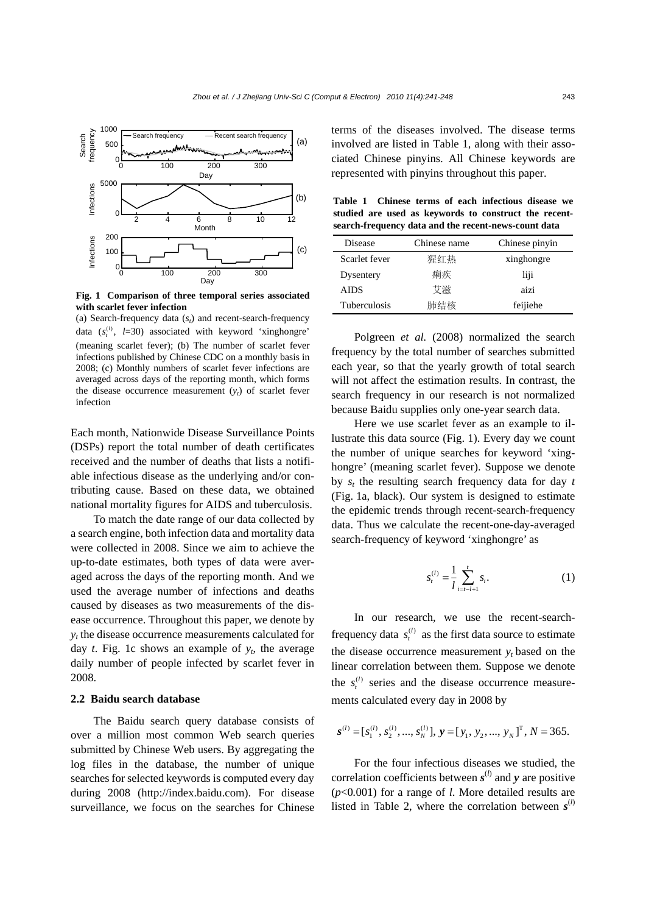**Fig. 1 Comparison of three temporal series associated with scarlet fever infection**

(a) Search-frequency data ($s_t$) and recent-search-frequency data ($s_t^{(l)}$, $l$=30) associated with keyword 'xinghongre' (meaning scarlet fever); (b) The number of scarlet fever infections published by Chinese CDC on a monthly basis in 2008; (c) Monthly numbers of scarlet fever infections are averaged across days of the reporting month, which forms the disease occurrence measurement ($y_t$) of scarlet fever infection

Each month, Nationwide Disease Surveillance Points (DSPs) report the total number of death certificates received and the number of deaths that lists a notifiable infectious disease as the underlying and/or contributing cause. Based on these data, we obtained national mortality figures for AIDS and tuberculosis.

To match the date range of our data collected by a search engine, both infection data and mortality data were collected in 2008. Since we aim to achieve the up-to-date estimates, both types of data were averaged across the days of the reporting month. And we used the average number of infections and deaths caused by diseases as two measurements of the disease occurrence. Throughout this paper, we denote by $y_t$ the disease occurrence measurements calculated for day $t$. Fig. 1c shows an example of $y_t$, the average daily number of people infected by scarlet fever in 2008.

### 2.2 Baidu search database

The Baidu search query database consists of over a million most common Web search queries submitted by Chinese Web users. By aggregating the log files in the database, the number of unique searches for selected keywords is computed every day during 2008 (http://index.baidu.com). For disease surveillance, we focus on the searches for Chinese terms of the diseases involved. The disease terms involved are listed in Table 1, along with their associated Chinese pinyins. All Chinese keywords are represented with pinyins throughout this paper.

**Table 1 Chinese terms of each infectious disease we studied are used as keywords to construct the recent-search-frequency data and the recent-news-count data**

| Disease | Chinese name | Chinese pinyin |
| --- | --- | --- |
| Scarlet fever | 猩红热 | xinghongre |
| Dysentery | 痢疾 | liji |
| AIDS | 艾滋 | aizi |
| Tuberculosis | 肺结核 | feijiehe |

Polgreen *et al.* (2008) normalized the search frequency by the total number of searches submitted each year, so that the yearly growth of total search will not affect the estimation results. In contrast, the search frequency in our research is not normalized because Baidu supplies only one-year search data.

Here we use scarlet fever as an example to illustrate this data source (Fig. 1). Every day we count the number of unique searches for keyword 'xinghongre' (meaning scarlet fever). Suppose we denote by $s_t$ the resulting search frequency data for day $t$ (Fig. 1a, black). Our system is designed to estimate the epidemic trends through recent-search-frequency data. Thus we calculate the recent-one-day-averaged search-frequency of keyword 'xinghongre' as

$$s_t^{(l)} = \frac{1}{l}\sum_{i=t-l+1}^{t} s_i. \quad (1)$$

In our research, we use the recent-search-frequency data $s_t^{(l)}$ as the first data source to estimate the disease occurrence measurement $y_t$ based on the linear correlation between them. Suppose we denote the $s_t^{(l)}$ series and the disease occurrence measurements calculated every day in 2008 by

$$\boldsymbol{s}^{(l)} = [s_1^{(l)}, s_2^{(l)}, ..., s_N^{(l)}],\ \boldsymbol{y} = [y_1, y_2, ..., y_N]^{\mathrm{T}},\ N = 365.$$

For the four infectious diseases we studied, the correlation coefficients between $\boldsymbol{s}^{(l)}$ and $\boldsymbol{y}$ are positive ($p$<0.001) for a range of $l$. More detailed results are listed in Table 2, where the correlation between $\boldsymbol{s}^{(l)}$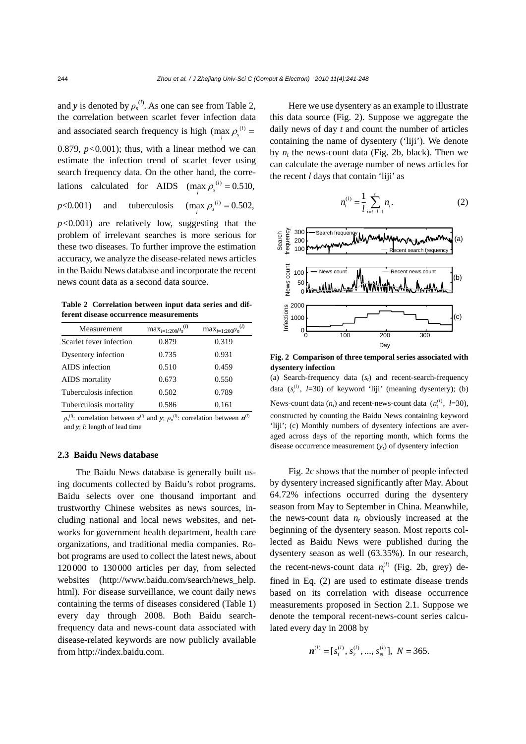and $\boldsymbol{y}$ is denoted by $\rho_s^{(l)}$. As one can see from Table 2, the correlation between scarlet fever infection data and associated search frequency is high ($\max_l \rho_s^{(l)} = 0.879$, $p<0.001$); thus, with a linear method we can estimate the infection trend of scarlet fever using search frequency data. On the other hand, the correlations calculated for AIDS ($\max_l \rho_s^{(l)} = 0.510$, $p<0.001$) and tuberculosis ($\max_l \rho_s^{(l)} = 0.502$, $p<0.001$) are relatively low, suggesting that the problem of irrelevant searches is more serious for these two diseases. To further improve the estimation accuracy, we analyze the disease-related news articles in the Baidu News database and incorporate the recent news count data as a second data source.

**Table 2 Correlation between input data series and different disease occurrence measurements**

| Measurement | $\max_{l=1:200}\rho_s^{(l)}$ | $\max_{l=1:200}\rho_n^{(l)}$ |
|---|---|---|
| Scarlet fever infection | 0.879 | 0.319 |
| Dysentery infection | 0.735 | 0.931 |
| AIDS infection | 0.510 | 0.459 |
| AIDS mortality | 0.673 | 0.550 |
| Tuberculosis infection | 0.502 | 0.789 |
| Tuberculosis mortality | 0.586 | 0.161 |

$\rho_s^{(l)}$: correlation between $\boldsymbol{s}^{(l)}$ and $\boldsymbol{y}$; $\rho_n^{(l)}$: correlation between $\boldsymbol{n}^{(l)}$ and $\boldsymbol{y}$; $l$: length of lead time

### 2.3 Baidu News database

The Baidu News database is generally built using documents collected by Baidu's robot programs. Baidu selects over one thousand important and trustworthy Chinese websites as news sources, including national and local news websites, and networks for government health department, health care organizations, and traditional media companies. Robot programs are used to collect the latest news, about 120000 to 130000 articles per day, from selected websites (http://www.baidu.com/search/news_help.html). For disease surveillance, we count daily news containing the terms of diseases considered (Table 1) every day through 2008. Both Baidu search-frequency data and news-count data associated with disease-related keywords are now publicly available from http://index.baidu.com.

Here we use dysentery as an example to illustrate this data source (Fig. 2). Suppose we aggregate the daily news of day $t$ and count the number of articles containing the name of dysentery ('liji'). We denote by $n_t$ the news-count data (Fig. 2b, black). Then we can calculate the average number of news articles for the recent $l$ days that contain 'liji' as

$$n_t^{(l)} = \frac{1}{l}\sum_{i=t-l+1}^{t} n_i. \tag{2}$$

**Fig. 2 Comparison of three temporal series associated with dysentery infection**

(a) Search-frequency data ($s_t$) and recent-search-frequency data ($s_t^{(l)}$, $l$=30) of keyword 'liji' (meaning dysentery); (b) News-count data ($n_t$) and recent-news-count data ($n_t^{(l)}$, $l$=30), constructed by counting the Baidu News containing keyword 'liji'; (c) Monthly numbers of dysentery infections are averaged across days of the reporting month, which forms the disease occurrence measurement ($y_t$) of dysentery infection

Fig. 2c shows that the number of people infected by dysentery increased significantly after May. About 64.72% infections occurred during the dysentery season from May to September in China. Meanwhile, the news-count data $n_t$ obviously increased at the beginning of the dysentery season. Most reports collected as Baidu News were published during the dysentery season as well (63.35%). In our research, the recent-news-count data $n_t^{(l)}$ (Fig. 2b, grey) defined in Eq. (2) are used to estimate disease trends based on its correlation with disease occurrence measurements proposed in Section 2.1. Suppose we denote the temporal recent-news-count series calculated every day in 2008 by

$$\boldsymbol{n}^{(l)} = [s_1^{(l)}, s_2^{(l)}, ..., s_N^{(l)}],\ N = 365.$$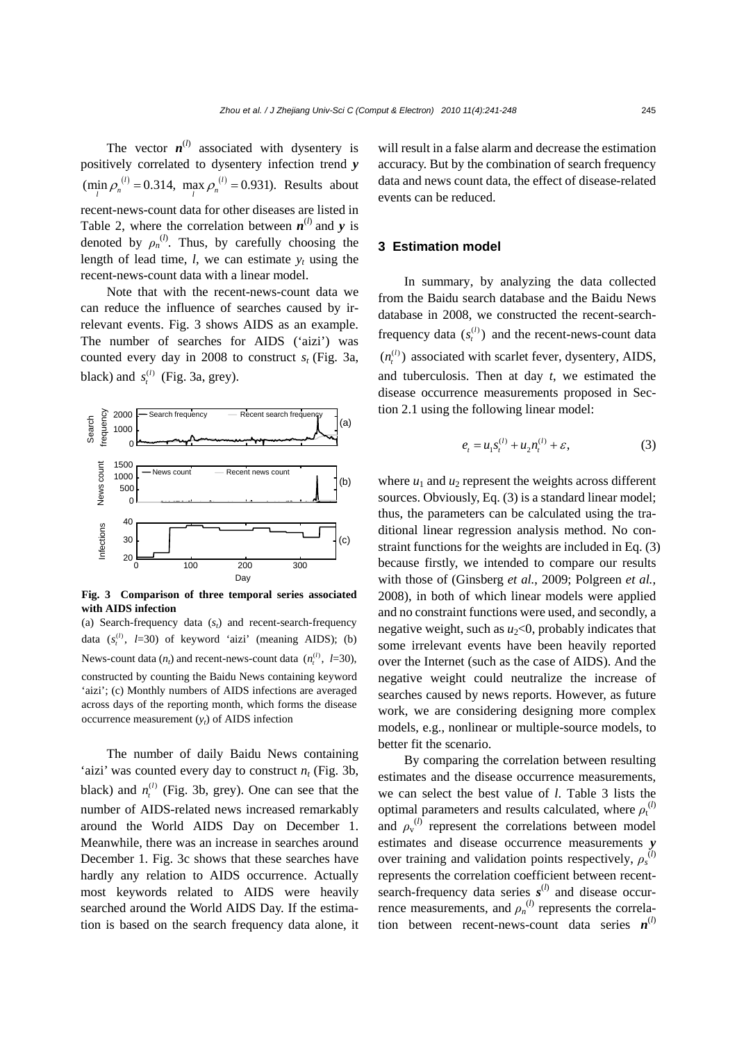The vector $\boldsymbol{n}^{(l)}$ associated with dysentery is positively correlated to dysentery infection trend $\boldsymbol{y}$ ($\min_l \rho_n^{(l)} = 0.314$, $\max_l \rho_n^{(l)} = 0.931$). Results about recent-news-count data for other diseases are listed in Table 2, where the correlation between $\boldsymbol{n}^{(l)}$ and $\boldsymbol{y}$ is denoted by $\rho_n^{(l)}$. Thus, by carefully choosing the length of lead time, $l$, we can estimate $y_t$ using the recent-news-count data with a linear model.

Note that with the recent-news-count data we can reduce the influence of searches caused by irrelevant events. Fig. 3 shows AIDS as an example. The number of searches for AIDS ('aizi') was counted every day in 2008 to construct $s_t$ (Fig. 3a, black) and $s_t^{(l)}$ (Fig. 3a, grey).

**Fig. 3 Comparison of three temporal series associated with AIDS infection**

(a) Search-frequency data ($s_t$) and recent-search-frequency data ($s_t^{(l)}$, $l$=30) of keyword 'aizi' (meaning AIDS); (b) News-count data ($n_t$) and recent-news-count data ($n_t^{(l)}$, $l$=30), constructed by counting the Baidu News containing keyword 'aizi'; (c) Monthly numbers of AIDS infections are averaged across days of the reporting month, which forms the disease occurrence measurement ($y_t$) of AIDS infection

The number of daily Baidu News containing 'aizi' was counted every day to construct $n_t$ (Fig. 3b, black) and $n_t^{(l)}$ (Fig. 3b, grey). One can see that the number of AIDS-related news increased remarkably around the World AIDS Day on December 1. Meanwhile, there was an increase in searches around December 1. Fig. 3c shows that these searches have hardly any relation to AIDS occurrence. Actually most keywords related to AIDS were heavily searched around the World AIDS Day. If the estimation is based on the search frequency data alone, it will result in a false alarm and decrease the estimation accuracy. But by the combination of search frequency data and news count data, the effect of disease-related events can be reduced.

## 3 Estimation model

In summary, by analyzing the data collected from the Baidu search database and the Baidu News database in 2008, we constructed the recent-search-frequency data ($s_t^{(l)}$) and the recent-news-count data ($n_t^{(l)}$) associated with scarlet fever, dysentery, AIDS, and tuberculosis. Then at day $t$, we estimated the disease occurrence measurements proposed in Section 2.1 using the following linear model:

$$e_t = u_1 s_t^{(l)} + u_2 n_t^{(l)} + \varepsilon, \tag{3}$$

where $u_1$ and $u_2$ represent the weights across different sources. Obviously, Eq. (3) is a standard linear model; thus, the parameters can be calculated using the traditional linear regression analysis method. No constraint functions for the weights are included in Eq. (3) because firstly, we intended to compare our results with those of (Ginsberg *et al.*, 2009; Polgreen *et al.*, 2008), in both of which linear models were applied and no constraint functions were used, and secondly, a negative weight, such as $u_2<0$, probably indicates that some irrelevant events have been heavily reported over the Internet (such as the case of AIDS). And the negative weight could neutralize the increase of searches caused by news reports. However, as future work, we are considering designing more complex models, e.g., nonlinear or multiple-source models, to better fit the scenario.

By comparing the correlation between resulting estimates and the disease occurrence measurements, we can select the best value of $l$. Table 3 lists the optimal parameters and results calculated, where $\rho_t^{(l)}$ and $\rho_v^{(l)}$ represent the correlations between model estimates and disease occurrence measurements $\boldsymbol{y}$ over training and validation points respectively, $\rho_s^{(l)}$ represents the correlation coefficient between recent-search-frequency data series $\boldsymbol{s}^{(l)}$ and disease occurrence measurements, and $\rho_n^{(l)}$ represents the correlation between recent-news-count data series $\boldsymbol{n}^{(l)}$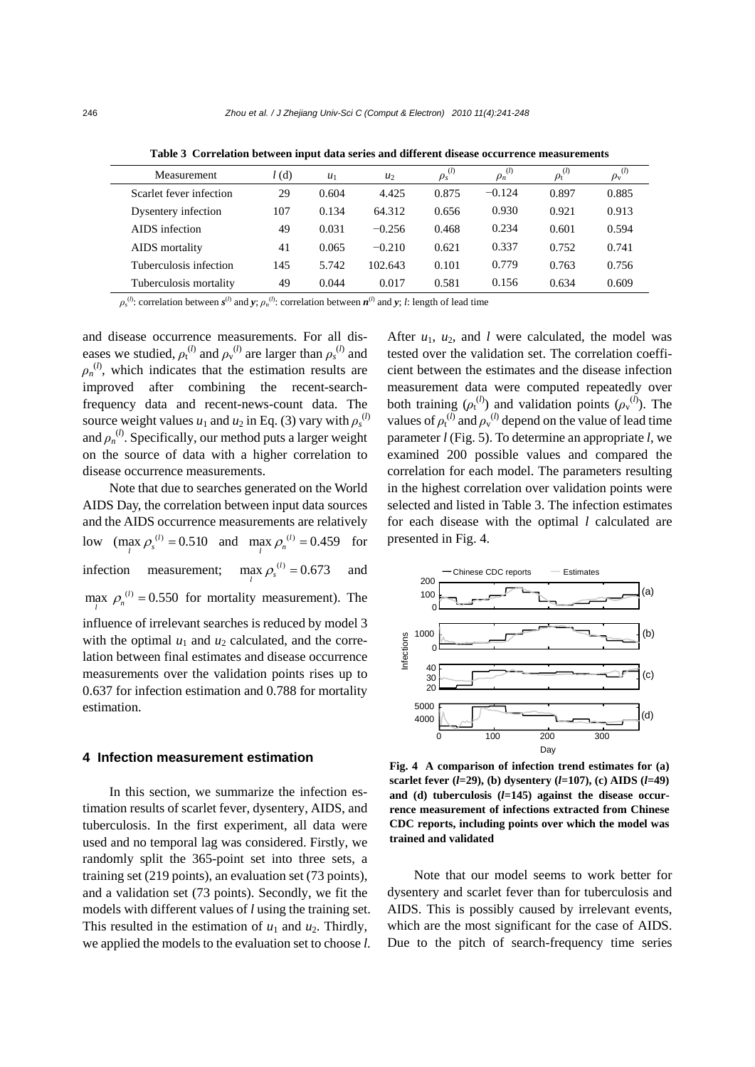**Table 3 Correlation between input data series and different disease occurrence measurements**

| Measurement | $l$ (d) | $u_1$ | $u_2$ | $\rho_s^{(l)}$ | $\rho_n^{(l)}$ | $\rho_t^{(l)}$ | $\rho_v^{(l)}$ |
|---|---|---|---|---|---|---|---|
| Scarlet fever infection | 29 | 0.604 | 4.425 | 0.875 | −0.124 | 0.897 | 0.885 |
| Dysentery infection | 107 | 0.134 | 64.312 | 0.656 | 0.930 | 0.921 | 0.913 |
| AIDS infection | 49 | 0.031 | −0.256 | 0.468 | 0.234 | 0.601 | 0.594 |
| AIDS mortality | 41 | 0.065 | −0.210 | 0.621 | 0.337 | 0.752 | 0.741 |
| Tuberculosis infection | 145 | 5.742 | 102.643 | 0.101 | 0.779 | 0.763 | 0.756 |
| Tuberculosis mortality | 49 | 0.044 | 0.017 | 0.581 | 0.156 | 0.634 | 0.609 |

$\rho_s^{(l)}$: correlation between $\boldsymbol{s}^{(l)}$ and $\boldsymbol{y}$; $\rho_n^{(l)}$: correlation between $\boldsymbol{n}^{(l)}$ and $\boldsymbol{y}$; $l$: length of lead time

and disease occurrence measurements. For all diseases we studied, $\rho_t^{(l)}$ and $\rho_v^{(l)}$ are larger than $\rho_s^{(l)}$ and $\rho_n^{(l)}$, which indicates that the estimation results are improved after combining the recent-search-frequency data and recent-news-count data. The source weight values $u_1$ and $u_2$ in Eq. (3) vary with $\rho_s^{(l)}$ and $\rho_n^{(l)}$. Specifically, our method puts a larger weight on the source of data with a higher correlation to disease occurrence measurements.

Note that due to searches generated on the World AIDS Day, the correlation between input data sources and the AIDS occurrence measurements are relatively low ($\max_l \rho_s^{(l)} = 0.510$ and $\max_l \rho_n^{(l)} = 0.459$ for infection measurement; $\max_l \rho_s^{(l)} = 0.673$ and $\max_l \rho_n^{(l)} = 0.550$ for mortality measurement). The influence of irrelevant searches is reduced by model 3 with the optimal $u_1$ and $u_2$ calculated, and the correlation between final estimates and disease occurrence measurements over the validation points rises up to 0.637 for infection estimation and 0.788 for mortality estimation.

## 4 Infection measurement estimation

In this section, we summarize the infection estimation results of scarlet fever, dysentery, AIDS, and tuberculosis. In the first experiment, all data were used and no temporal lag was considered. Firstly, we randomly split the 365-point set into three sets, a training set (219 points), an evaluation set (73 points), and a validation set (73 points). Secondly, we fit the models with different values of $l$ using the training set. This resulted in the estimation of $u_1$ and $u_2$. Thirdly, we applied the models to the evaluation set to choose $l$. After $u_1$, $u_2$, and $l$ were calculated, the model was tested over the validation set. The correlation coefficient between the estimates and the disease infection measurement data were computed repeatedly over both training ($\rho_t^{(l)}$) and validation points ($\rho_v^{(l)}$). The values of $\rho_t^{(l)}$ and $\rho_v^{(l)}$ depend on the value of lead time parameter $l$ (Fig. 5). To determine an appropriate $l$, we examined 200 possible values and compared the correlation for each model. The parameters resulting in the highest correlation over validation points were selected and listed in Table 3. The infection estimates for each disease with the optimal $l$ calculated are presented in Fig. 4.

**Fig. 4 A comparison of infection trend estimates for (a) scarlet fever ($l$=29), (b) dysentery ($l$=107), (c) AIDS ($l$=49) and (d) tuberculosis ($l$=145) against the disease occurrence measurement of infections extracted from Chinese CDC reports, including points over which the model was trained and validated**

Note that our model seems to work better for dysentery and scarlet fever than for tuberculosis and AIDS. This is possibly caused by irrelevant events, which are the most significant for the case of AIDS. Due to the pitch of search-frequency time series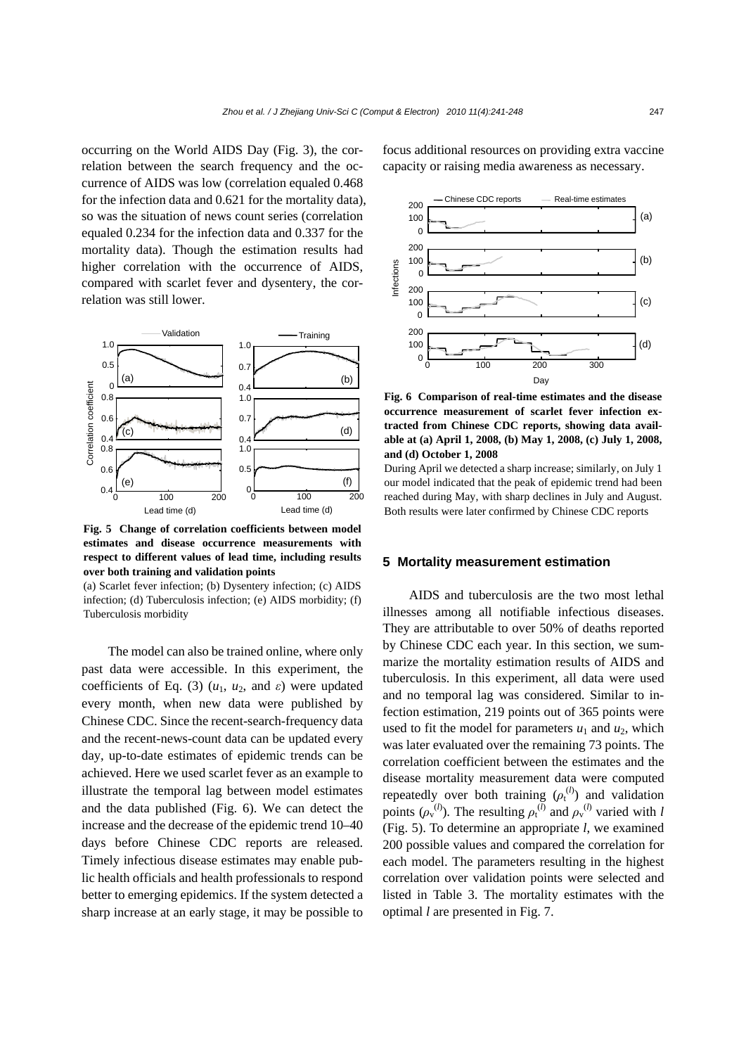occurring on the World AIDS Day (Fig. 3), the correlation between the search frequency and the occurrence of AIDS was low (correlation equaled 0.468 for the infection data and 0.621 for the mortality data), so was the situation of news count series (correlation equaled 0.234 for the infection data and 0.337 for the mortality data). Though the estimation results had higher correlation with the occurrence of AIDS, compared with scarlet fever and dysentery, the correlation was still lower.

**Fig. 5 Change of correlation coefficients between model estimates and disease occurrence measurements with respect to different values of lead time, including results over both training and validation points**

(a) Scarlet fever infection; (b) Dysentery infection; (c) AIDS infection; (d) Tuberculosis infection; (e) AIDS morbidity; (f) Tuberculosis morbidity

The model can also be trained online, where only past data were accessible. In this experiment, the coefficients of Eq. (3) ($u_1$, $u_2$, and $\varepsilon$) were updated every month, when new data were published by Chinese CDC. Since the recent-search-frequency data and the recent-news-count data can be updated every day, up-to-date estimates of epidemic trends can be achieved. Here we used scarlet fever as an example to illustrate the temporal lag between model estimates and the data published (Fig. 6). We can detect the increase and the decrease of the epidemic trend 10–40 days before Chinese CDC reports are released. Timely infectious disease estimates may enable public health officials and health professionals to respond better to emerging epidemics. If the system detected a sharp increase at an early stage, it may be possible to focus additional resources on providing extra vaccine capacity or raising media awareness as necessary.

**Fig. 6 Comparison of real-time estimates and the disease occurrence measurement of scarlet fever infection extracted from Chinese CDC reports, showing data available at (a) April 1, 2008, (b) May 1, 2008, (c) July 1, 2008, and (d) October 1, 2008**

During April we detected a sharp increase; similarly, on July 1 our model indicated that the peak of epidemic trend had been reached during May, with sharp declines in July and August. Both results were later confirmed by Chinese CDC reports

## 5 Mortality measurement estimation

AIDS and tuberculosis are the two most lethal illnesses among all notifiable infectious diseases. They are attributable to over 50% of deaths reported by Chinese CDC each year. In this section, we summarize the mortality estimation results of AIDS and tuberculosis. In this experiment, all data were used and no temporal lag was considered. Similar to infection estimation, 219 points out of 365 points were used to fit the model for parameters $u_1$ and $u_2$, which was later evaluated over the remaining 73 points. The correlation coefficient between the estimates and the disease mortality measurement data were computed repeatedly over both training ($\rho_t^{(l)}$) and validation points ($\rho_v^{(l)}$). The resulting $\rho_t^{(l)}$ and $\rho_v^{(l)}$ varied with $l$ (Fig. 5). To determine an appropriate $l$, we examined 200 possible values and compared the correlation for each model. The parameters resulting in the highest correlation over validation points were selected and listed in Table 3. The mortality estimates with the optimal $l$ are presented in Fig. 7.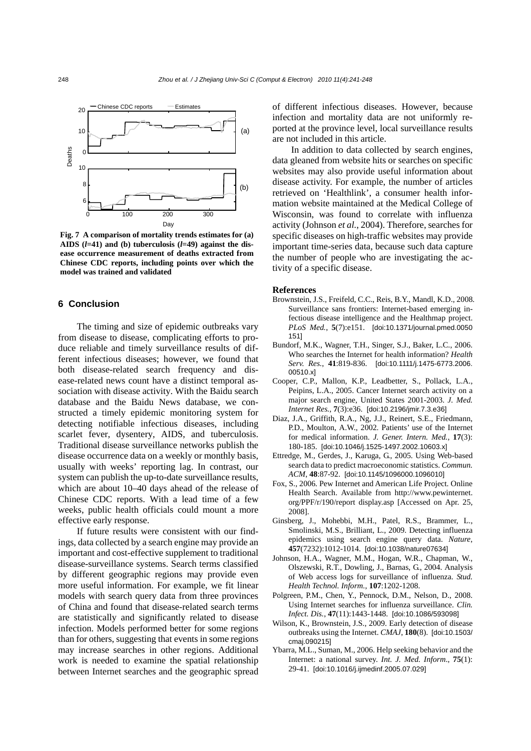Chinese CDC reports
Estimates
20
10
0
(a)
Deaths
10
8
6
(b)
0
100
200
300
Day

**Fig. 7 A comparison of mortality trends estimates for (a) AIDS (*l*=41) and (b) tuberculosis (*l*=49) against the disease occurrence measurement of deaths extracted from Chinese CDC reports, including points over which the model was trained and validated**

## 6 Conclusion

The timing and size of epidemic outbreaks vary from disease to disease, complicating efforts to produce reliable and timely surveillance results of different infectious diseases; however, we found that both disease-related search frequency and disease-related news count have a distinct temporal association with disease activity. With the Baidu search database and the Baidu News database, we constructed a timely epidemic monitoring system for detecting notifiable infectious diseases, including scarlet fever, dysentery, AIDS, and tuberculosis. Traditional disease surveillance networks publish the disease occurrence data on a weekly or monthly basis, usually with weeks' reporting lag. In contrast, our system can publish the up-to-date surveillance results, which are about 10–40 days ahead of the release of Chinese CDC reports. With a lead time of a few weeks, public health officials could mount a more effective early response.

If future results were consistent with our findings, data collected by a search engine may provide an important and cost-effective supplement to traditional disease-surveillance systems. Search terms classified by different geographic regions may provide even more useful information. For example, we fit linear models with search query data from three provinces of China and found that disease-related search terms are statistically and significantly related to disease infection. Models performed better for some regions than for others, suggesting that events in some regions may increase searches in other regions. Additional work is needed to examine the spatial relationship between Internet searches and the geographic spread of different infectious diseases. However, because infection and mortality data are not uniformly reported at the province level, local surveillance results are not included in this article.

In addition to data collected by search engines, data gleaned from website hits or searches on specific websites may also provide useful information about disease activity. For example, the number of articles retrieved on 'Healthlink', a consumer health information website maintained at the Medical College of Wisconsin, was found to correlate with influenza activity (Johnson *et al.*, 2004). Therefore, searches for specific diseases on high-traffic websites may provide important time-series data, because such data capture the number of people who are investigating the activity of a specific disease.

## References

Brownstein, J.S., Freifeld, C.C., Reis, B.Y., Mandl, K.D., 2008. Surveillance sans frontiers: Internet-based emerging infectious disease intelligence and the Healthmap project. *PLoS Med.*, **5**(7):e151. [doi:10.1371/journal.pmed.0050151]

Bundorf, M.K., Wagner, T.H., Singer, S.J., Baker, L.C., 2006. Who searches the Internet for health information? *Health Serv. Res.*, **41**:819-836. [doi:10.1111/j.1475-6773.2006.00510.x]

Cooper, C.P., Mallon, K.P., Leadbetter, S., Pollack, L.A., Peipins, L.A., 2005. Cancer Internet search activity on a major search engine, United States 2001-2003. *J. Med. Internet Res.*, **7**(3):e36. [doi:10.2196/jmir.7.3.e36]

Diaz, J.A., Griffith, R.A., Ng, J.J., Reinert, S.E., Friedmann, P.D., Moulton, A.W., 2002. Patients' use of the Internet for medical information. *J. Gener. Intern. Med.*, **17**(3):180-185. [doi:10.1046/j.1525-1497.2002.10603.x]

Ettredge, M., Gerdes, J., Karuga, G., 2005. Using Web-based search data to predict macroeconomic statistics. *Commun. ACM*, **48**:87-92. [doi:10.1145/1096000.1096010]

Fox, S., 2006. Pew Internet and American Life Project. Online Health Search. Available from http://www.pewinternet.org/PPF/r/190/report display.asp [Accessed on Apr. 25, 2008].

Ginsberg, J., Mohebbi, M.H., Patel, R.S., Brammer, L., Smolinski, M.S., Brilliant, L., 2009. Detecting influenza epidemics using search engine query data. *Nature*, **457**(7232):1012-1014. [doi:10.1038/nature07634]

Johnson, H.A., Wagner, M.M., Hogan, W.R., Chapman, W., Olszewski, R.T., Dowling, J., Barnas, G., 2004. Analysis of Web access logs for surveillance of influenza. *Stud. Health Technol. Inform.*, **107**:1202-1208.

Polgreen, P.M., Chen, Y., Pennock, D.M., Nelson, D., 2008. Using Internet searches for influenza surveillance. *Clin. Infect. Dis.*, **47**(11):1443-1448. [doi:10.1086/593098]

Wilson, K., Brownstein, J.S., 2009. Early detection of disease outbreaks using the Internet. *CMAJ*, **180**(8). [doi:10.1503/cmaj.090215]

Ybarra, M.L., Suman, M., 2006. Help seeking behavior and the Internet: a national survey. *Int. J. Med. Inform.*, **75**(1):29-41. [doi:10.1016/j.ijmedinf.2005.07.029]